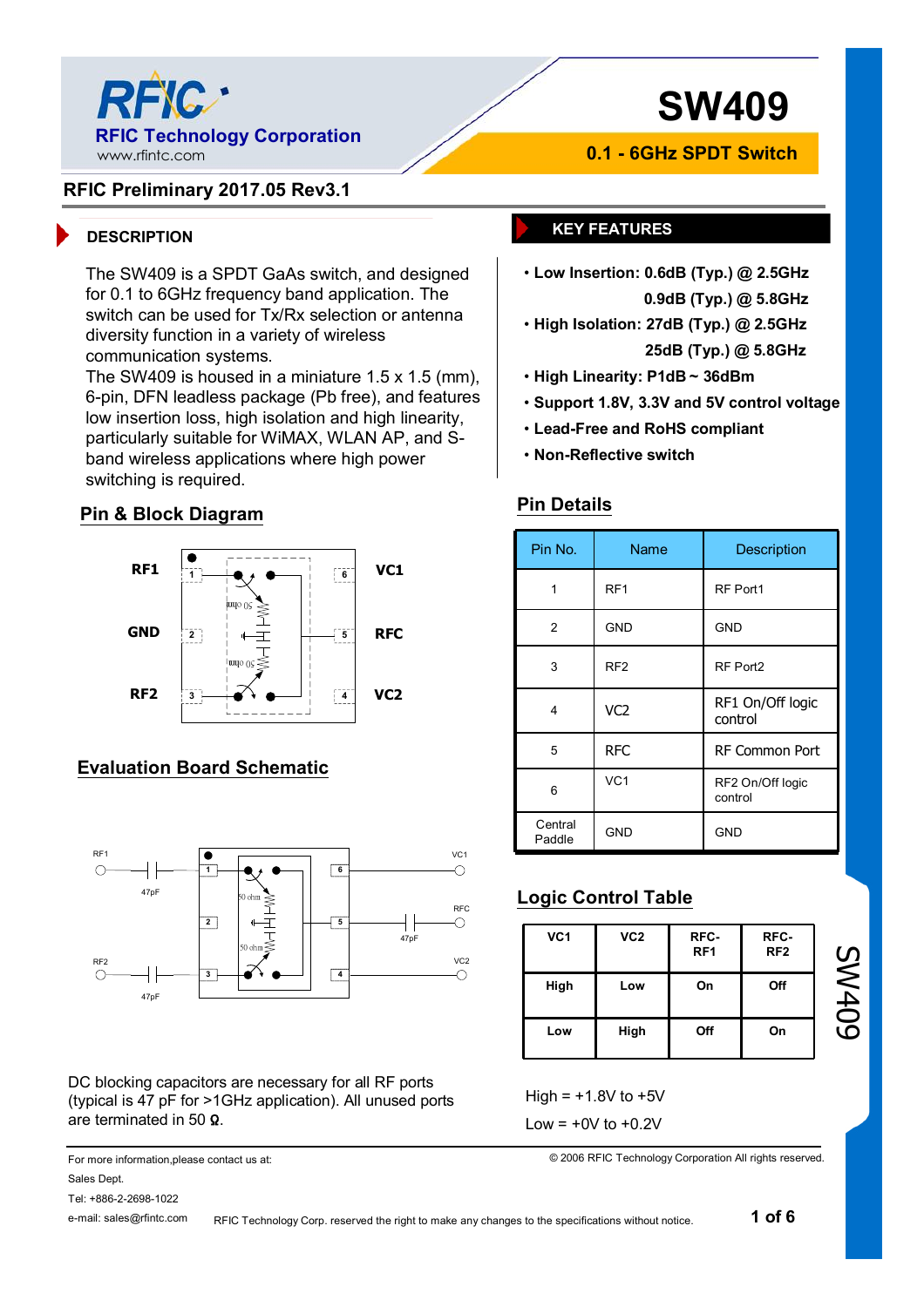# SW409

**0.1 - 6GHz SPDT Switch**

RFIC Technology Corporation
www.rfintc.com

**RFIC Preliminary 2017.05 Rev3.1**

## DESCRIPTION

The SW409 is a SPDT GaAs switch, and designed for 0.1 to 6GHz frequency band application. The switch can be used for Tx/Rx selection or antenna diversity function in a variety of wireless communication systems.
The SW409 is housed in a miniature 1.5 x 1.5 (mm), 6-pin, DFN leadless package (Pb free), and features low insertion loss, high isolation and high linearity, particularly suitable for WiMAX, WLAN AP, and S-band wireless applications where high power switching is required.

## KEY FEATURES

- **Low Insertion: 0.6dB (Typ.) @ 2.5GHz**
  **0.9dB (Typ.) @ 5.8GHz**
- **High Isolation: 27dB (Typ.) @ 2.5GHz**
  **25dB (Typ.) @ 5.8GHz**
- **High Linearity: P1dB ~ 36dBm**
- **Support 1.8V, 3.3V and 5V control voltage**
- **Lead-Free and RoHS compliant**
- **Non-Reflective switch**

## Pin & Block Diagram

RF1 (1), GND (2), RF2 (3), VC2 (4), RFC (5), VC1 (6); 50 ohm

## Pin Details

| Pin No. | Name | Description |
|---|---|---|
| 1 | RF1 | RF Port1 |
| 2 | GND | GND |
| 3 | RF2 | RF Port2 |
| 4 | VC2 | RF1 On/Off logic control |
| 5 | RFC | RF Common Port |
| 6 | VC1 | RF2 On/Off logic control |
| Central Paddle | GND | GND |

## Evaluation Board Schematic

RF1, RF2, RFC: 47pF; VC1, VC2; 50 ohm

DC blocking capacitors are necessary for all RF ports (typical is 47 pF for >1GHz application). All unused ports are terminated in 50 Ω.

## Logic Control Table

| VC1 | VC2 | RFC-RF1 | RFC-RF2 |
|---|---|---|---|
| High | Low | On | Off |
| Low | High | Off | On |

High = +1.8V to +5V

Low = +0V to +0.2V

For more information,please contact us at:
Sales Dept.
Tel: +886-2-2698-1022
e-mail: sales@rfintc.com

© 2006 RFIC Technology Corporation All rights reserved.

RFIC Technology Corp. reserved the right to make any changes to the specifications without notice.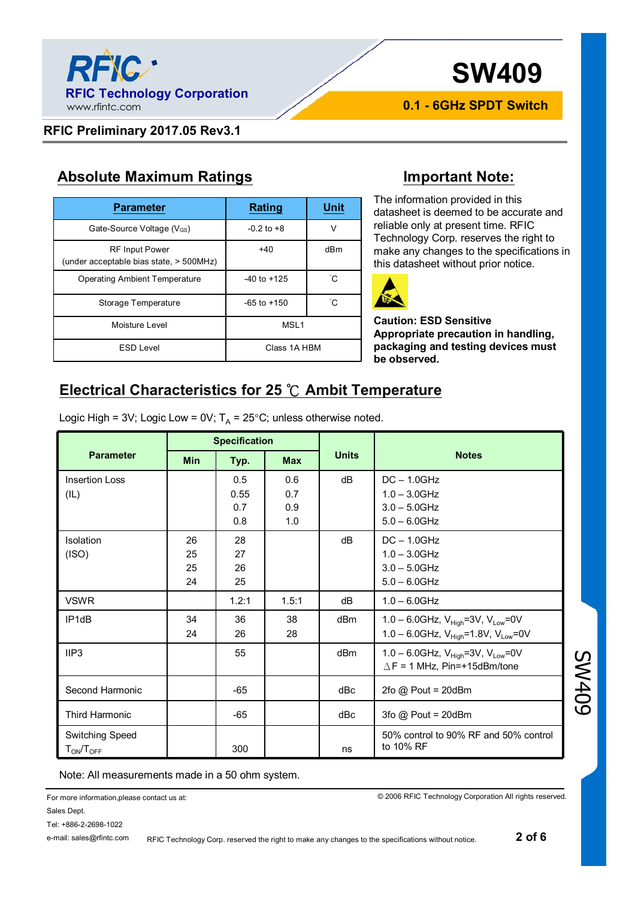## Absolute Maximum Ratings

| Parameter | Rating | Unit |
|---|---|---|
| Gate-Source Voltage ($V_{GS}$) | -0.2 to +8 | V |
| RF Input Power (under acceptable bias state, > 500MHz) | +40 | dBm |
| Operating Ambient Temperature | -40 to +125 | ˚C |
| Storage Temperature | -65 to +150 | ˚C |
| Moisture Level | MSL1 | |
| ESD Level | Class 1A HBM | |

## Important Note:

The information provided in this datasheet is deemed to be accurate and reliable only at present time. RFIC Technology Corp. reserves the right to make any changes to the specifications in this datasheet without prior notice.

**Caution: ESD Sensitive Appropriate precaution in handling, packaging and testing devices must be observed.**

## Electrical Characteristics for 25 ℃ Ambit Temperature

Logic High = 3V; Logic Low = 0V; $T_A$ = 25°C; unless otherwise noted.

| Parameter | Specification | | | Units | Notes |
|---|---|---|---|---|---|
| | Min | Typ. | Max | | |
| Insertion Loss (IL) | | 0.5<br>0.55<br>0.7<br>0.8 | 0.6<br>0.7<br>0.9<br>1.0 | dB | DC – 1.0GHz<br>1.0 – 3.0GHz<br>3.0 – 5.0GHz<br>5.0 – 6.0GHz |
| Isolation (ISO) | 26<br>25<br>25<br>24 | 28<br>27<br>26<br>25 | | dB | DC – 1.0GHz<br>1.0 – 3.0GHz<br>3.0 – 5.0GHz<br>5.0 – 6.0GHz |
| VSWR | | 1.2:1 | 1.5:1 | dB | 1.0 – 6.0GHz |
| IP1dB | 34<br>24 | 36<br>26 | 38<br>28 | dBm | 1.0 – 6.0GHz, $V_{High}$=3V, $V_{Low}$=0V<br>1.0 – 6.0GHz, $V_{High}$=1.8V, $V_{Low}$=0V |
| IIP3 | | 55 | | dBm | 1.0 – 6.0GHz, $V_{High}$=3V, $V_{Low}$=0V<br>$\Delta$F = 1 MHz, Pin=+15dBm/tone |
| Second Harmonic | | -65 | | dBc | 2fo @ Pout = 20dBm |
| Third Harmonic | | -65 | | dBc | 3fo @ Pout = 20dBm |
| Switching Speed $T_{ON}/T_{OFF}$ | | 300 | | ns | 50% control to 90% RF and 50% control to 10% RF |

Note: All measurements made in a 50 ohm system.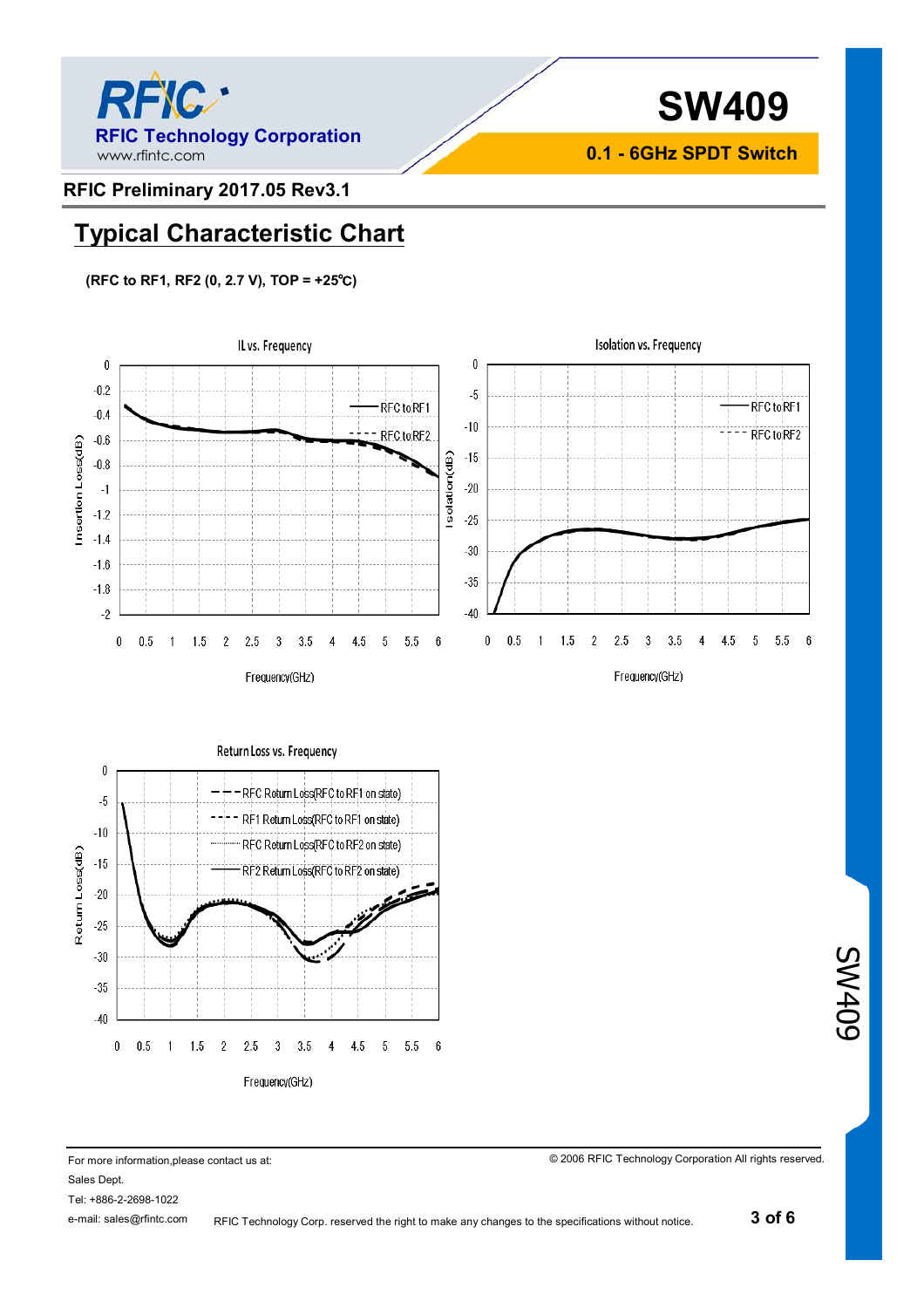RFIC Preliminary 2017.05 Rev3.1

## Typical Characteristic Chart

**(RFC to RF1, RF2 (0, 2.7 V), TOP = +25℃)**

IL vs. Frequency

Isolation vs. Frequency

Return Loss vs. Frequency

For more information,please contact us at:

Sales Dept.

Tel: +886-2-2698-1022

e-mail: sales@rfintc.com

© 2006 RFIC Technology Corporation All rights reserved.

RFIC Technology Corp. reserved the right to make any changes to the specifications without notice.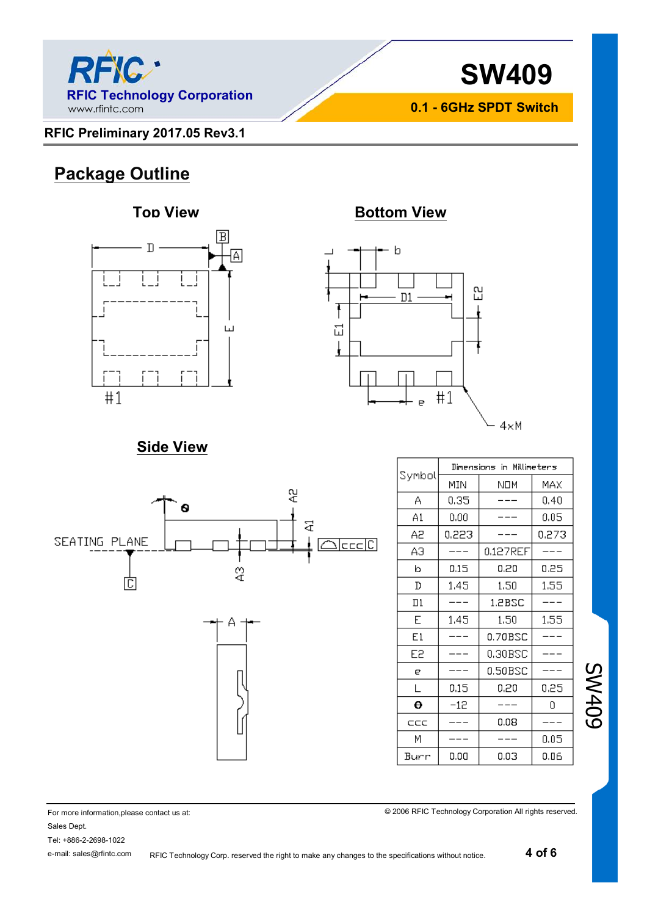## Package Outline

### Top View

### Bottom View

### Side View

| Symbol | Dimensions in Millimeters | | |
|---|---|---|---|
| | MIN | NOM | MAX |
| A | 0.35 | --- | 0.40 |
| A1 | 0.00 | --- | 0.05 |
| A2 | 0.223 | --- | 0.273 |
| A3 | --- | 0.127REF | --- |
| b | 0.15 | 0.20 | 0.25 |
| D | 1.45 | 1.50 | 1.55 |
| D1 | --- | 1.2BSC | --- |
| E | 1.45 | 1.50 | 1.55 |
| E1 | --- | 0.70BSC | --- |
| E2 | --- | 0.30BSC | --- |
| e | --- | 0.50BSC | --- |
| L | 0.15 | 0.20 | 0.25 |
| θ | -12 | --- | 0 |
| ccc | --- | 0.08 | --- |
| M | --- | --- | 0.05 |
| Burr | 0.00 | 0.03 | 0.06 |

For more information,please contact us at:
Sales Dept.
Tel: +886-2-2698-1022
e-mail: sales@rfintc.com

© 2006 RFIC Technology Corporation All rights reserved.

RFIC Technology Corp. reserved the right to make any changes to the specifications without notice.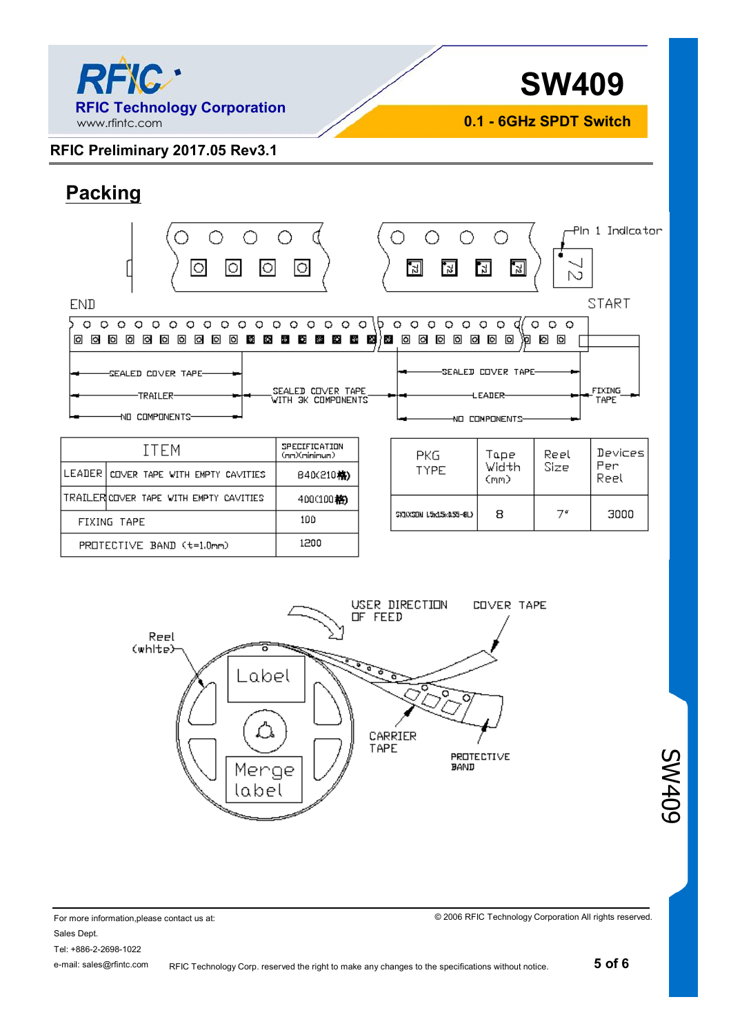## Packing

| ITEM | | SPECIFICATION (mm)(minimum) |
|---|---|---|
| LEADER | COVER TAPE WITH EMPTY CAVITIES | 840(210格) |
| TRAILER | COVER TAPE WITH EMPTY CAVITIES | 400(100格) |
| FIXING TAPE | | 100 |
| PROTECTIVE BAND (t=1.0mm) | | 1200 |

| PKG TYPE | Tape Width (mm) | Reel Size | Devices Per Reel |
|---|---|---|---|
| SK(X)SON L5x1.5x0.55-8L) | 8 | 7" | 3000 |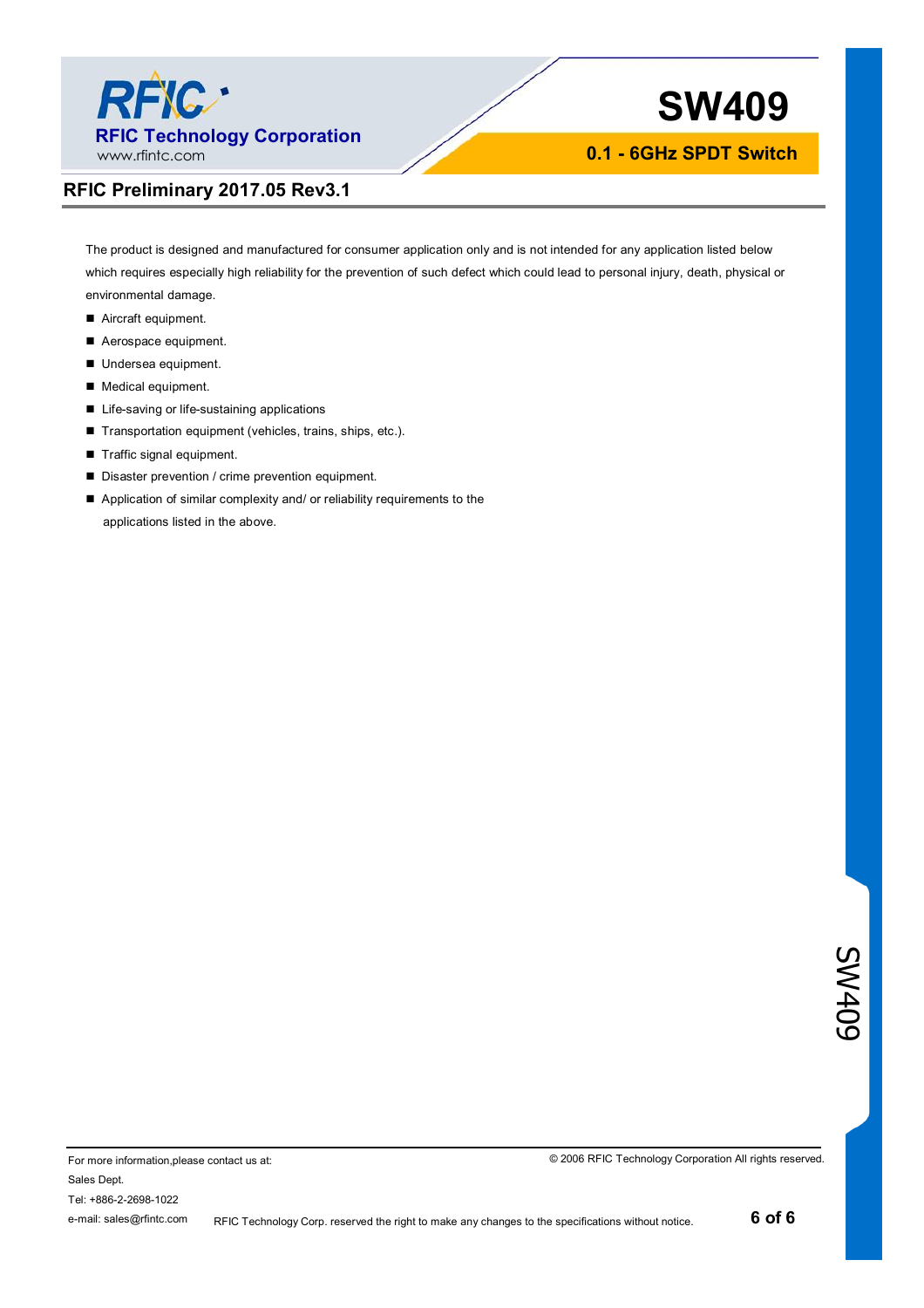The product is designed and manufactured for consumer application only and is not intended for any application listed below which requires especially high reliability for the prevention of such defect which could lead to personal injury, death, physical or environmental damage.

- Aircraft equipment.
- Aerospace equipment.
- Undersea equipment.
- Medical equipment.
- Life-saving or life-sustaining applications
- Transportation equipment (vehicles, trains, ships, etc.).
- Traffic signal equipment.
- Disaster prevention / crime prevention equipment.
- Application of similar complexity and/ or reliability requirements to the applications listed in the above.